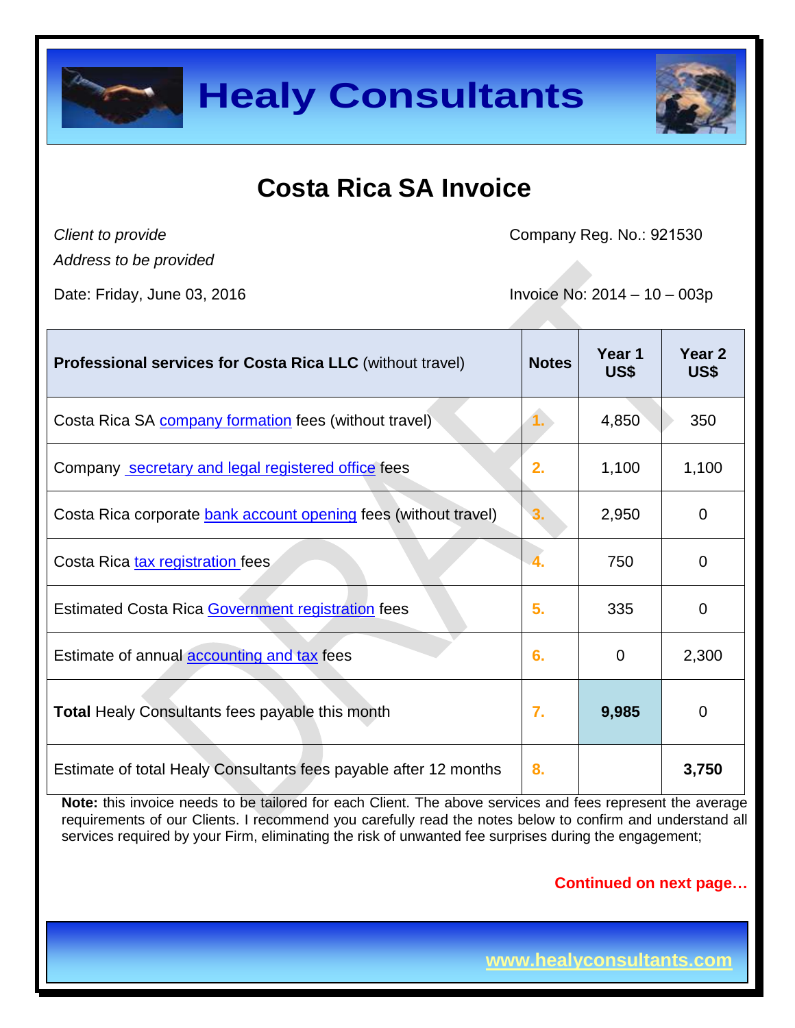# Healy Consultants

## Costa Rica SA Invoice

*Client to provide*
*Address to be provided*

Company Reg. No.: 921530

Date: Friday, June 03, 2016

Invoice No: 2014 – 10 – 003p

| **Professional services for Costa Rica LLC** (without travel) | **Notes** | **Year 1 US$** | **Year 2 US$** |
|---|---|---|---|
| Costa Rica SA company formation fees (without travel) | 1. | 4,850 | 350 |
| Company secretary and legal registered office fees | 2. | 1,100 | 1,100 |
| Costa Rica corporate bank account opening fees (without travel) | 3. | 2,950 | 0 |
| Costa Rica tax registration fees | 4. | 750 | 0 |
| Estimated Costa Rica Government registration fees | 5. | 335 | 0 |
| Estimate of annual accounting and tax fees | 6. | 0 | 2,300 |
| **Total** Healy Consultants fees payable this month | 7. | **9,985** | 0 |
| Estimate of total Healy Consultants fees payable after 12 months | 8. | | **3,750** |

**Note:** this invoice needs to be tailored for each Client. The above services and fees represent the average requirements of our Clients. I recommend you carefully read the notes below to confirm and understand all services required by your Firm, eliminating the risk of unwanted fee surprises during the engagement;

**Continued on next page…**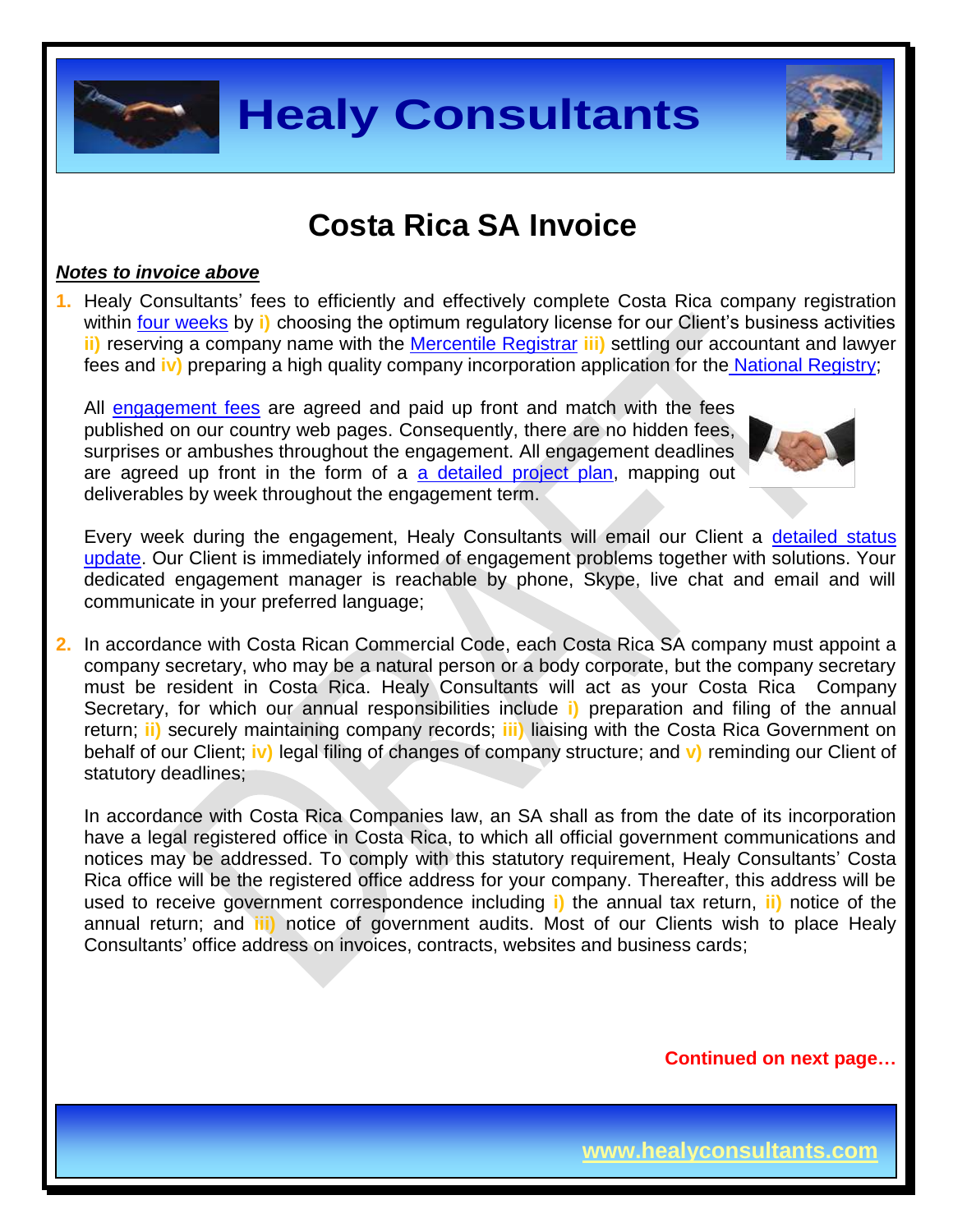# Costa Rica SA Invoice

***Notes to invoice above***

1. Healy Consultants' fees to efficiently and effectively complete Costa Rica company registration within four weeks by **i)** choosing the optimum regulatory license for our Client's business activities **ii)** reserving a company name with the Mercentile Registrar **iii)** settling our accountant and lawyer fees and **iv)** preparing a high quality company incorporation application for the National Registry;

   All engagement fees are agreed and paid up front and match with the fees published on our country web pages. Consequently, there are no hidden fees, surprises or ambushes throughout the engagement. All engagement deadlines are agreed up front in the form of a a detailed project plan, mapping out deliverables by week throughout the engagement term.

   Every week during the engagement, Healy Consultants will email our Client a detailed status update. Our Client is immediately informed of engagement problems together with solutions. Your dedicated engagement manager is reachable by phone, Skype, live chat and email and will communicate in your preferred language;

2. In accordance with Costa Rican Commercial Code, each Costa Rica SA company must appoint a company secretary, who may be a natural person or a body corporate, but the company secretary must be resident in Costa Rica. Healy Consultants will act as your Costa Rica Company Secretary, for which our annual responsibilities include **i)** preparation and filing of the annual return; **ii)** securely maintaining company records; **iii)** liaising with the Costa Rica Government on behalf of our Client; **iv)** legal filing of changes of company structure; and **v)** reminding our Client of statutory deadlines;

   In accordance with Costa Rica Companies law, an SA shall as from the date of its incorporation have a legal registered office in Costa Rica, to which all official government communications and notices may be addressed. To comply with this statutory requirement, Healy Consultants' Costa Rica office will be the registered office address for your company. Thereafter, this address will be used to receive government correspondence including **i)** the annual tax return, **ii)** notice of the annual return; and **iii)** notice of government audits. Most of our Clients wish to place Healy Consultants' office address on invoices, contracts, websites and business cards;

**Continued on next page…**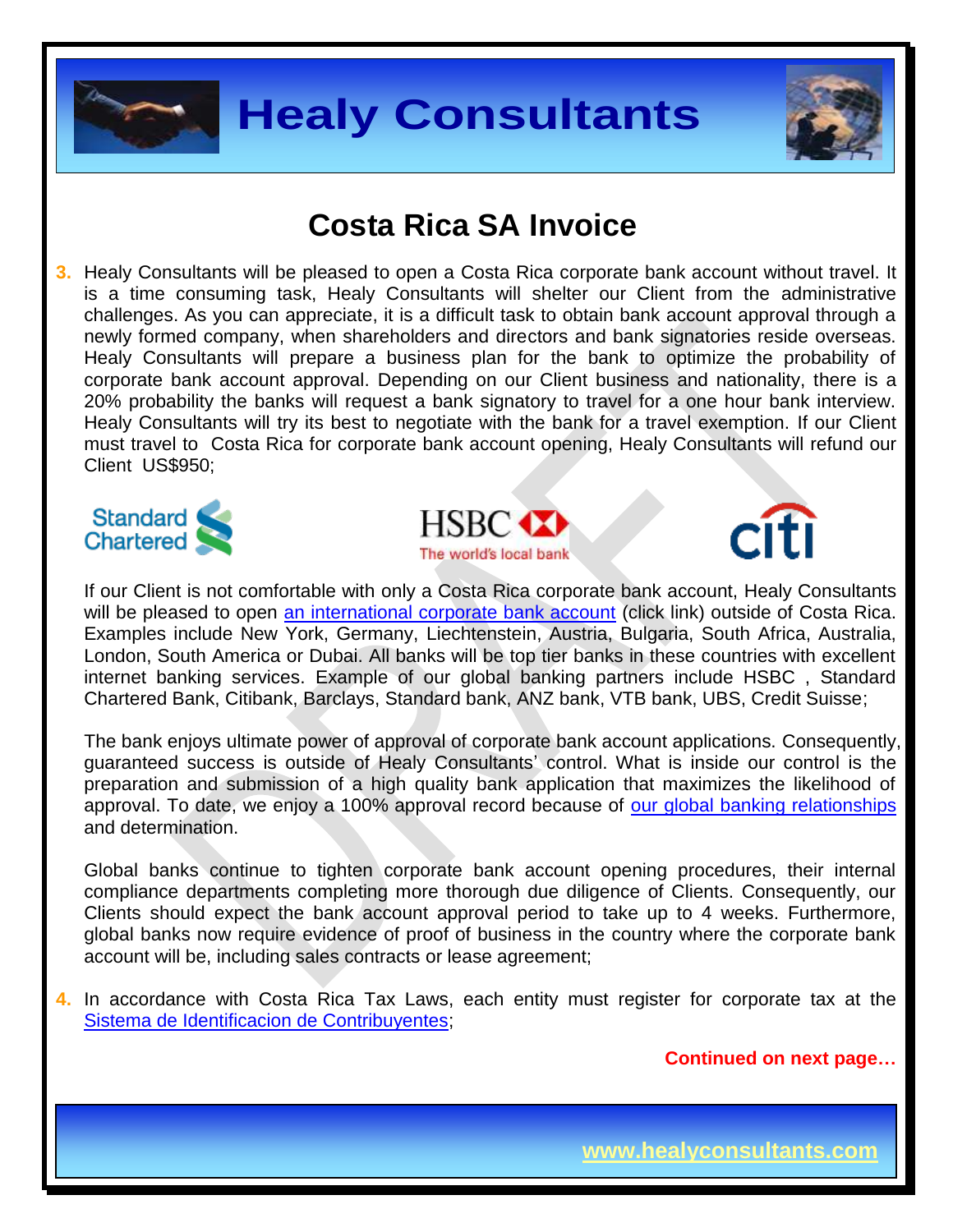# Costa Rica SA Invoice

3. Healy Consultants will be pleased to open a Costa Rica corporate bank account without travel. It is a time consuming task, Healy Consultants will shelter our Client from the administrative challenges. As you can appreciate, it is a difficult task to obtain bank account approval through a newly formed company, when shareholders and directors and bank signatories reside overseas. Healy Consultants will prepare a business plan for the bank to optimize the probability of corporate bank account approval. Depending on our Client business and nationality, there is a 20% probability the banks will request a bank signatory to travel for a one hour bank interview. Healy Consultants will try its best to negotiate with the bank for a travel exemption. If our Client must travel to Costa Rica for corporate bank account opening, Healy Consultants will refund our Client US$950;

   If our Client is not comfortable with only a Costa Rica corporate bank account, Healy Consultants will be pleased to open [an international corporate bank account]() (click link) outside of Costa Rica. Examples include New York, Germany, Liechtenstein, Austria, Bulgaria, South Africa, Australia, London, South America or Dubai. All banks will be top tier banks in these countries with excellent internet banking services. Example of our global banking partners include HSBC , Standard Chartered Bank, Citibank, Barclays, Standard bank, ANZ bank, VTB bank, UBS, Credit Suisse;

   The bank enjoys ultimate power of approval of corporate bank account applications. Consequently, guaranteed success is outside of Healy Consultants' control. What is inside our control is the preparation and submission of a high quality bank application that maximizes the likelihood of approval. To date, we enjoy a 100% approval record because of [our global banking relationships]() and determination.

   Global banks continue to tighten corporate bank account opening procedures, their internal compliance departments completing more thorough due diligence of Clients. Consequently, our Clients should expect the bank account approval period to take up to 4 weeks. Furthermore, global banks now require evidence of proof of business in the country where the corporate bank account will be, including sales contracts or lease agreement;

4. In accordance with Costa Rica Tax Laws, each entity must register for corporate tax at the [Sistema de Identificacion de Contribuyentes]();

**Continued on next page…**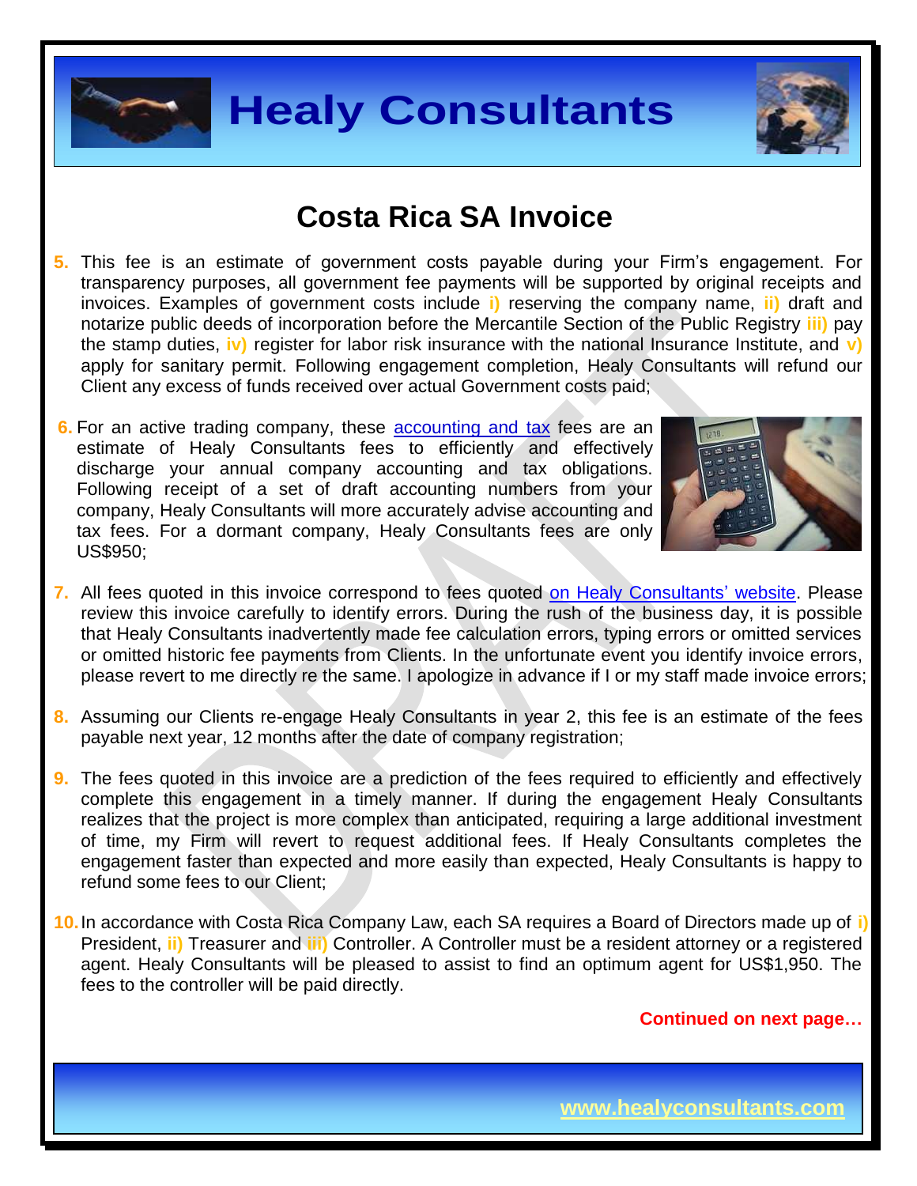# Costa Rica SA Invoice

5. This fee is an estimate of government costs payable during your Firm's engagement. For transparency purposes, all government fee payments will be supported by original receipts and invoices. Examples of government costs include **i)** reserving the company name, **ii)** draft and notarize public deeds of incorporation before the Mercantile Section of the Public Registry **iii)** pay the stamp duties, **iv)** register for labor risk insurance with the national Insurance Institute, and **v)** apply for sanitary permit. Following engagement completion, Healy Consultants will refund our Client any excess of funds received over actual Government costs paid;

6. For an active trading company, these accounting and tax fees are an estimate of Healy Consultants fees to efficiently and effectively discharge your annual company accounting and tax obligations. Following receipt of a set of draft accounting numbers from your company, Healy Consultants will more accurately advise accounting and tax fees. For a dormant company, Healy Consultants fees are only US$950;

7. All fees quoted in this invoice correspond to fees quoted on Healy Consultants' website. Please review this invoice carefully to identify errors. During the rush of the business day, it is possible that Healy Consultants inadvertently made fee calculation errors, typing errors or omitted services or omitted historic fee payments from Clients. In the unfortunate event you identify invoice errors, please revert to me directly re the same. I apologize in advance if I or my staff made invoice errors;

8. Assuming our Clients re-engage Healy Consultants in year 2, this fee is an estimate of the fees payable next year, 12 months after the date of company registration;

9. The fees quoted in this invoice are a prediction of the fees required to efficiently and effectively complete this engagement in a timely manner. If during the engagement Healy Consultants realizes that the project is more complex than anticipated, requiring a large additional investment of time, my Firm will revert to request additional fees. If Healy Consultants completes the engagement faster than expected and more easily than expected, Healy Consultants is happy to refund some fees to our Client;

10. In accordance with Costa Rica Company Law, each SA requires a Board of Directors made up of **i)** President, **ii)** Treasurer and **iii)** Controller. A Controller must be a resident attorney or a registered agent. Healy Consultants will be pleased to assist to find an optimum agent for US$1,950. The fees to the controller will be paid directly.

**Continued on next page…**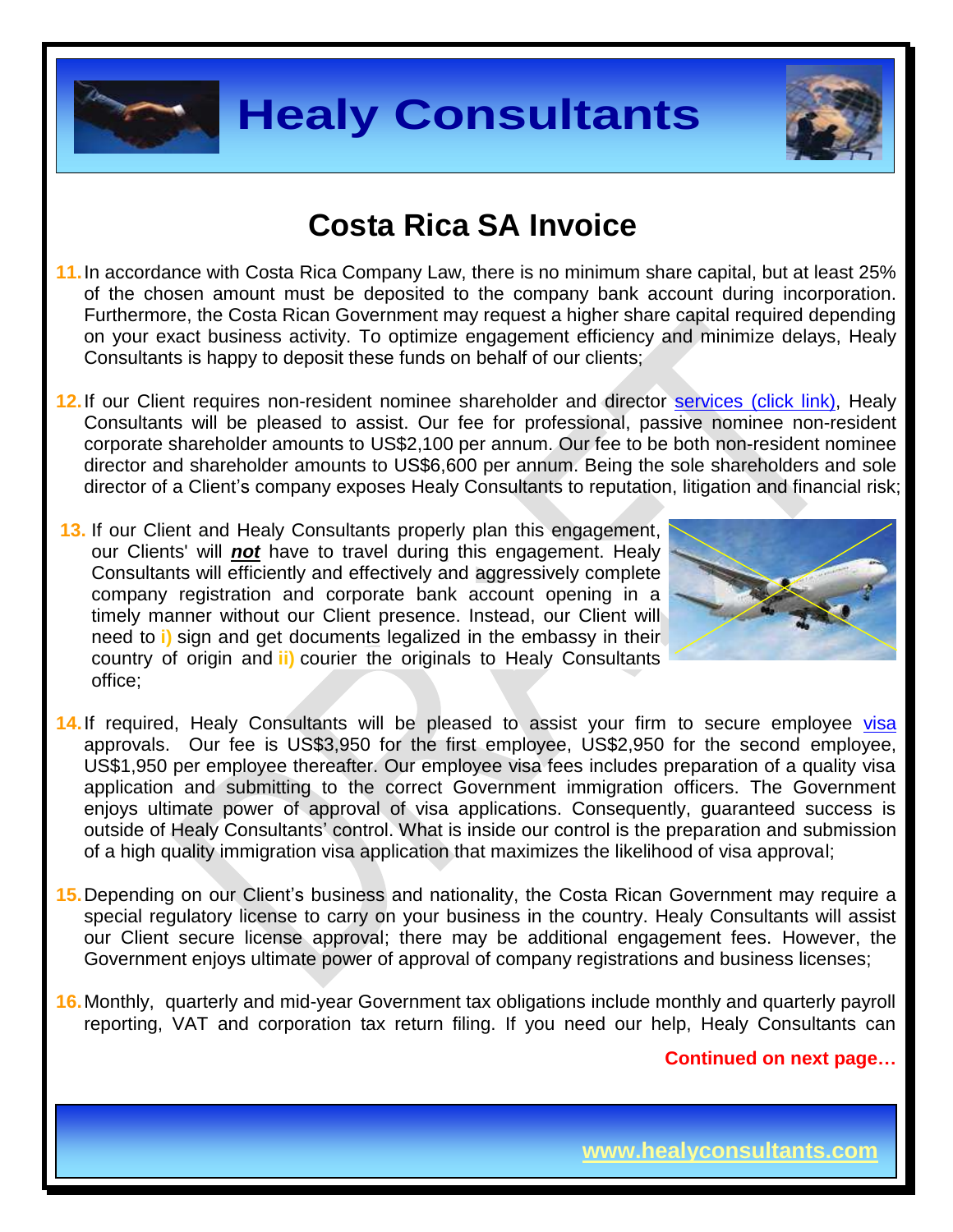# Costa Rica SA Invoice

11. In accordance with Costa Rica Company Law, there is no minimum share capital, but at least 25% of the chosen amount must be deposited to the company bank account during incorporation. Furthermore, the Costa Rican Government may request a higher share capital required depending on your exact business activity. To optimize engagement efficiency and minimize delays, Healy Consultants is happy to deposit these funds on behalf of our clients;

12. If our Client requires non-resident nominee shareholder and director services (click link), Healy Consultants will be pleased to assist. Our fee for professional, passive nominee non-resident corporate shareholder amounts to US$2,100 per annum. Our fee to be both non-resident nominee director and shareholder amounts to US$6,600 per annum. Being the sole shareholders and sole director of a Client's company exposes Healy Consultants to reputation, litigation and financial risk;

13. If our Client and Healy Consultants properly plan this engagement, our Clients' will ***not*** have to travel during this engagement. Healy Consultants will efficiently and effectively and aggressively complete company registration and corporate bank account opening in a timely manner without our Client presence. Instead, our Client will need to i) sign and get documents legalized in the embassy in their country of origin and ii) courier the originals to Healy Consultants office;

14. If required, Healy Consultants will be pleased to assist your firm to secure employee visa approvals. Our fee is US$3,950 for the first employee, US$2,950 for the second employee, US$1,950 per employee thereafter. Our employee visa fees includes preparation of a quality visa application and submitting to the correct Government immigration officers. The Government enjoys ultimate power of approval of visa applications. Consequently, guaranteed success is outside of Healy Consultants' control. What is inside our control is the preparation and submission of a high quality immigration visa application that maximizes the likelihood of visa approval;

15. Depending on our Client's business and nationality, the Costa Rican Government may require a special regulatory license to carry on your business in the country. Healy Consultants will assist our Client secure license approval; there may be additional engagement fees. However, the Government enjoys ultimate power of approval of company registrations and business licenses;

16. Monthly, quarterly and mid-year Government tax obligations include monthly and quarterly payroll reporting, VAT and corporation tax return filing. If you need our help, Healy Consultants can

**Continued on next page…**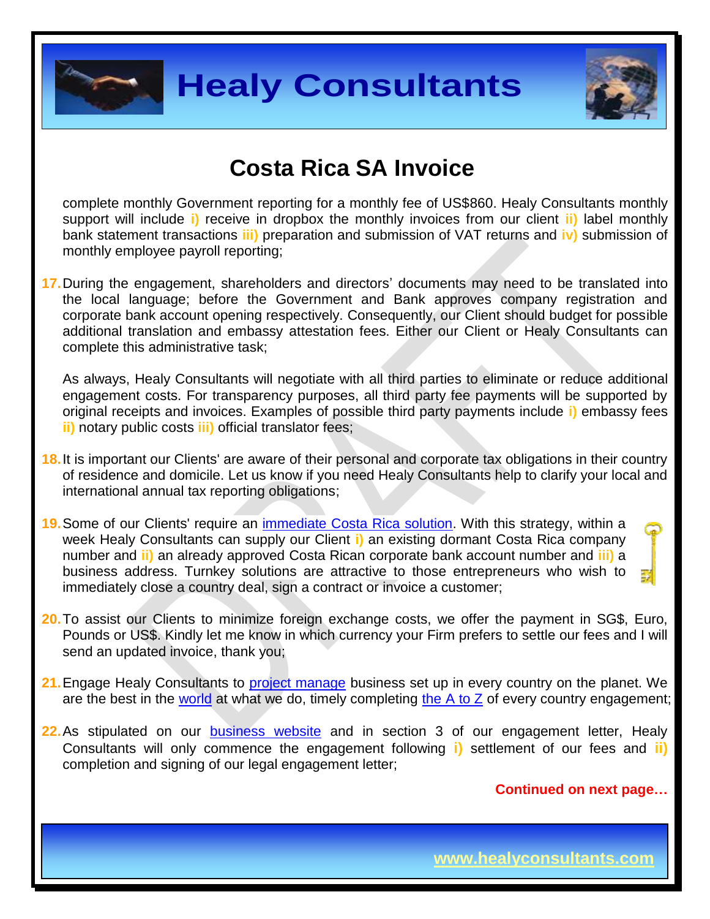# Costa Rica SA Invoice

complete monthly Government reporting for a monthly fee of US$860. Healy Consultants monthly support will include **i)** receive in dropbox the monthly invoices from our client **ii)** label monthly bank statement transactions **iii)** preparation and submission of VAT returns and **iv)** submission of monthly employee payroll reporting;

17. During the engagement, shareholders and directors' documents may need to be translated into the local language; before the Government and Bank approves company registration and corporate bank account opening respectively. Consequently, our Client should budget for possible additional translation and embassy attestation fees. Either our Client or Healy Consultants can complete this administrative task;

    As always, Healy Consultants will negotiate with all third parties to eliminate or reduce additional engagement costs. For transparency purposes, all third party fee payments will be supported by original receipts and invoices. Examples of possible third party payments include **i)** embassy fees **ii)** notary public costs **iii)** official translator fees;

18. It is important our Clients' are aware of their personal and corporate tax obligations in their country of residence and domicile. Let us know if you need Healy Consultants help to clarify your local and international annual tax reporting obligations;

19. Some of our Clients' require an [immediate Costa Rica solution](). With this strategy, within a week Healy Consultants can supply our Client **i)** an existing dormant Costa Rica company number and **ii)** an already approved Costa Rican corporate bank account number and **iii)** a business address. Turnkey solutions are attractive to those entrepreneurs who wish to immediately close a country deal, sign a contract or invoice a customer;

20. To assist our Clients to minimize foreign exchange costs, we offer the payment in SG$, Euro, Pounds or US$. Kindly let me know in which currency your Firm prefers to settle our fees and I will send an updated invoice, thank you;

21. Engage Healy Consultants to [project manage]() business set up in every country on the planet. We are the best in the [world]() at what we do, timely completing [the A to Z]() of every country engagement;

22. As stipulated on our [business website]() and in section 3 of our engagement letter, Healy Consultants will only commence the engagement following **i)** settlement of our fees and **ii)** completion and signing of our legal engagement letter;

**Continued on next page…**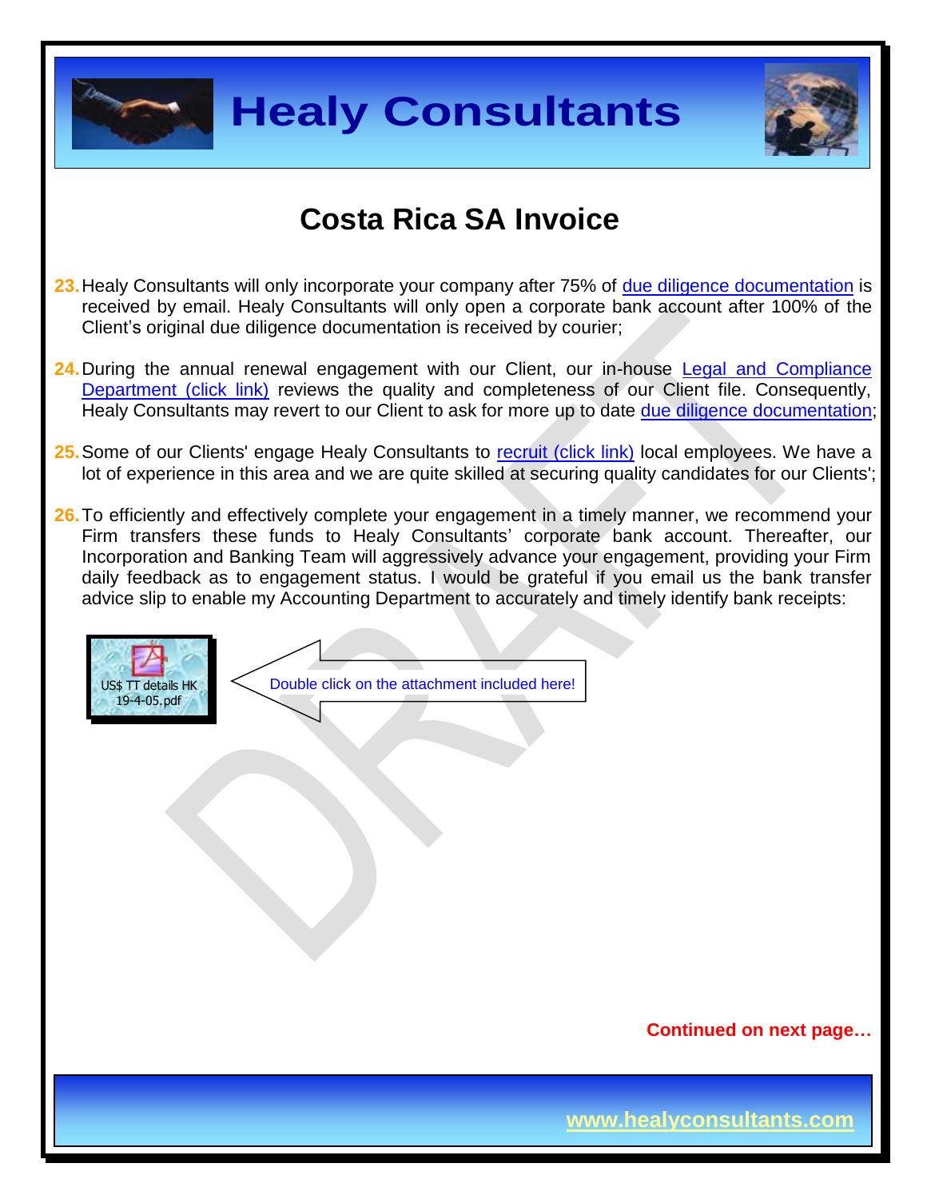# Costa Rica SA Invoice

23. Healy Consultants will only incorporate your company after 75% of due diligence documentation is received by email. Healy Consultants will only open a corporate bank account after 100% of the Client's original due diligence documentation is received by courier;

24. During the annual renewal engagement with our Client, our in-house Legal and Compliance Department (click link) reviews the quality and completeness of our Client file. Consequently, Healy Consultants may revert to our Client to ask for more up to date due diligence documentation;

25. Some of our Clients' engage Healy Consultants to recruit (click link) local employees. We have a lot of experience in this area and we are quite skilled at securing quality candidates for our Clients';

26. To efficiently and effectively complete your engagement in a timely manner, we recommend your Firm transfers these funds to Healy Consultants' corporate bank account. Thereafter, our Incorporation and Banking Team will aggressively advance your engagement, providing your Firm daily feedback as to engagement status. I would be grateful if you email us the bank transfer advice slip to enable my Accounting Department to accurately and timely identify bank receipts:

US$ TT details HK 19-4-05.pdf

Double click on the attachment included here!

**Continued on next page…**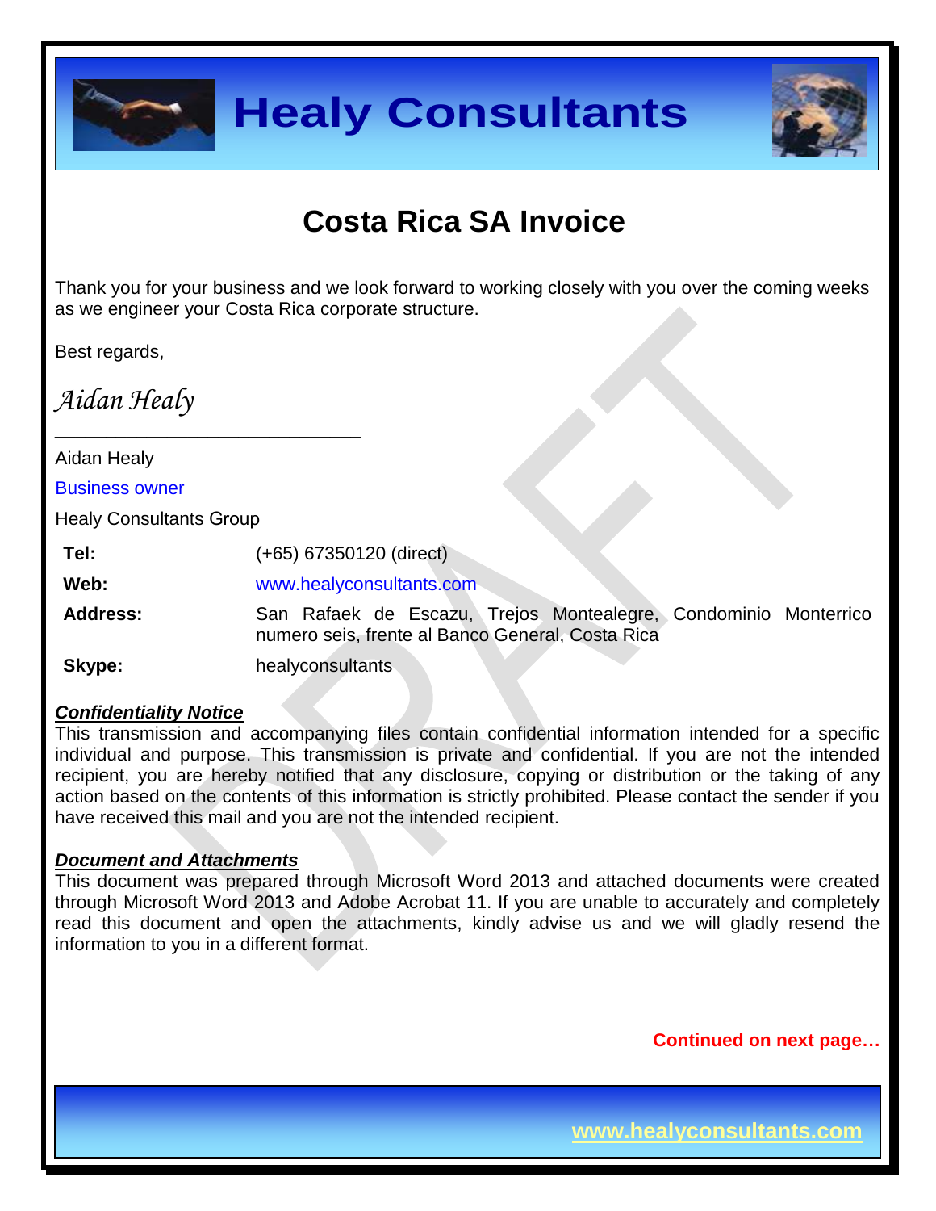# Costa Rica SA Invoice

Thank you for your business and we look forward to working closely with you over the coming weeks as we engineer your Costa Rica corporate structure.

Best regards,

*Aidan Healy*

\_\_\_\_\_\_\_\_\_\_\_\_\_\_\_\_\_\_\_\_\_\_\_\_\_\_\_\_\_\_

Aidan Healy

Business owner

Healy Consultants Group

| | |
|---|---|
| **Tel:** | (+65) 67350120 (direct) |
| **Web:** | www.healyconsultants.com |
| **Address:** | San Rafaek de Escazu, Trejos Montealegre, Condominio Monterrico numero seis, frente al Banco General, Costa Rica |
| **Skype:** | healyconsultants |

***Confidentiality Notice***

This transmission and accompanying files contain confidential information intended for a specific individual and purpose. This transmission is private and confidential. If you are not the intended recipient, you are hereby notified that any disclosure, copying or distribution or the taking of any action based on the contents of this information is strictly prohibited. Please contact the sender if you have received this mail and you are not the intended recipient.

***Document and Attachments***

This document was prepared through Microsoft Word 2013 and attached documents were created through Microsoft Word 2013 and Adobe Acrobat 11. If you are unable to accurately and completely read this document and open the attachments, kindly advise us and we will gladly resend the information to you in a different format.

**Continued on next page…**